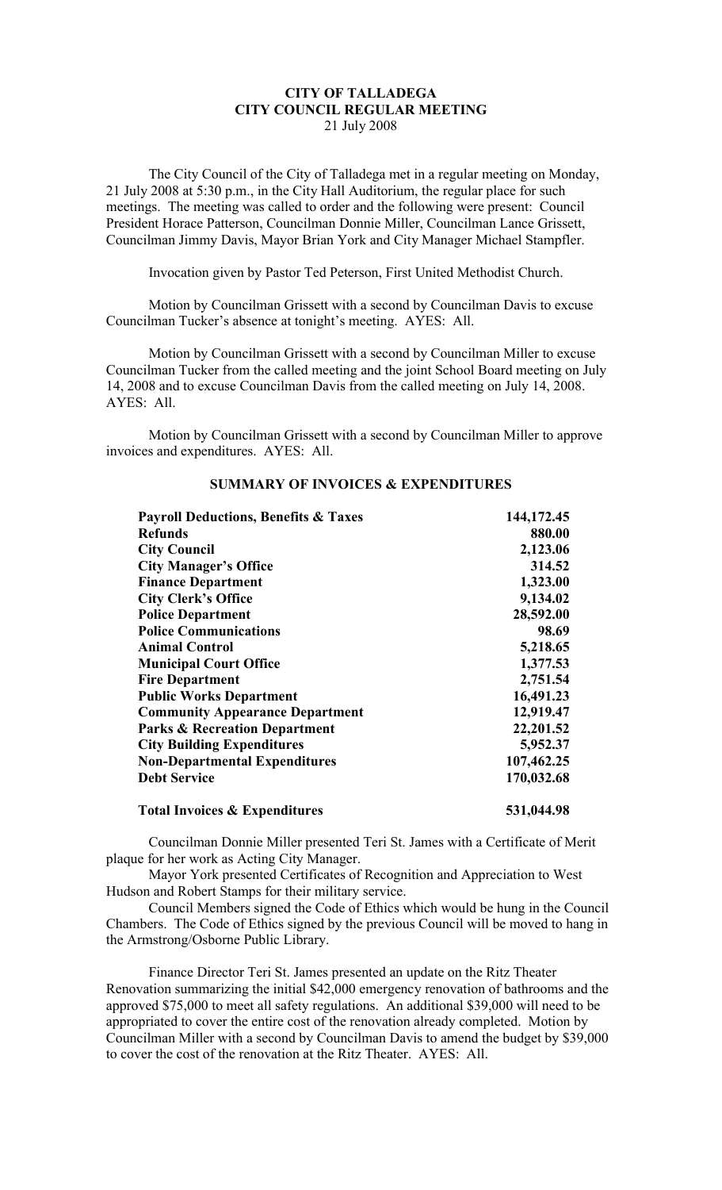# CITY OF TALLADEGA
## CITY COUNCIL REGULAR MEETING
21 July 2008

The City Council of the City of Talladega met in a regular meeting on Monday, 21 July 2008 at 5:30 p.m., in the City Hall Auditorium, the regular place for such meetings. The meeting was called to order and the following were present: Council President Horace Patterson, Councilman Donnie Miller, Councilman Lance Grissett, Councilman Jimmy Davis, Mayor Brian York and City Manager Michael Stampfler.

Invocation given by Pastor Ted Peterson, First United Methodist Church.

Motion by Councilman Grissett with a second by Councilman Davis to excuse Councilman Tucker's absence at tonight's meeting. AYES: All.

Motion by Councilman Grissett with a second by Councilman Miller to excuse Councilman Tucker from the called meeting and the joint School Board meeting on July 14, 2008 and to excuse Councilman Davis from the called meeting on July 14, 2008. AYES: All.

Motion by Councilman Grissett with a second by Councilman Miller to approve invoices and expenditures. AYES: All.

### SUMMARY OF INVOICES & EXPENDITURES

| | |
|---|---|
| **Payroll Deductions, Benefits & Taxes** | **144,172.45** |
| **Refunds** | **880.00** |
| **City Council** | **2,123.06** |
| **City Manager's Office** | **314.52** |
| **Finance Department** | **1,323.00** |
| **City Clerk's Office** | **9,134.02** |
| **Police Department** | **28,592.00** |
| **Police Communications** | **98.69** |
| **Animal Control** | **5,218.65** |
| **Municipal Court Office** | **1,377.53** |
| **Fire Department** | **2,751.54** |
| **Public Works Department** | **16,491.23** |
| **Community Appearance Department** | **12,919.47** |
| **Parks & Recreation Department** | **22,201.52** |
| **City Building Expenditures** | **5,952.37** |
| **Non-Departmental Expenditures** | **107,462.25** |
| **Debt Service** | **170,032.68** |
| **Total Invoices & Expenditures** | **531,044.98** |

Councilman Donnie Miller presented Teri St. James with a Certificate of Merit plaque for her work as Acting City Manager.

Mayor York presented Certificates of Recognition and Appreciation to West Hudson and Robert Stamps for their military service.

Council Members signed the Code of Ethics which would be hung in the Council Chambers. The Code of Ethics signed by the previous Council will be moved to hang in the Armstrong/Osborne Public Library.

Finance Director Teri St. James presented an update on the Ritz Theater Renovation summarizing the initial $42,000 emergency renovation of bathrooms and the approved $75,000 to meet all safety regulations. An additional $39,000 will need to be appropriated to cover the entire cost of the renovation already completed. Motion by Councilman Miller with a second by Councilman Davis to amend the budget by $39,000 to cover the cost of the renovation at the Ritz Theater. AYES: All.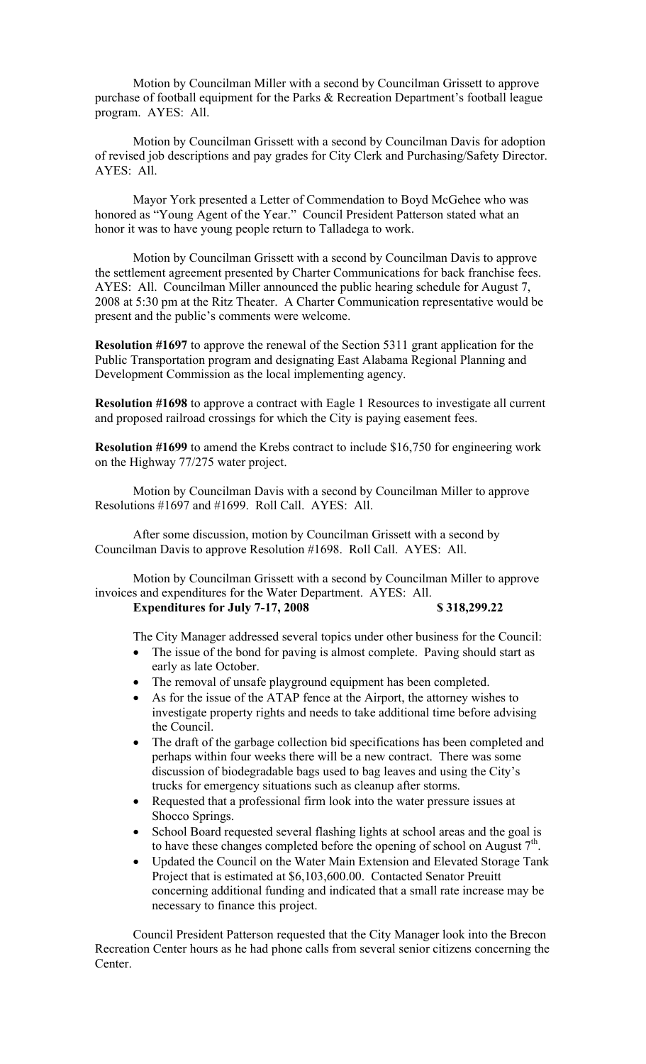Motion by Councilman Miller with a second by Councilman Grissett to approve purchase of football equipment for the Parks & Recreation Department's football league program. AYES: All.

Motion by Councilman Grissett with a second by Councilman Davis for adoption of revised job descriptions and pay grades for City Clerk and Purchasing/Safety Director. AYES: All.

Mayor York presented a Letter of Commendation to Boyd McGehee who was honored as "Young Agent of the Year." Council President Patterson stated what an honor it was to have young people return to Talladega to work.

Motion by Councilman Grissett with a second by Councilman Davis to approve the settlement agreement presented by Charter Communications for back franchise fees. AYES: All. Councilman Miller announced the public hearing schedule for August 7, 2008 at 5:30 pm at the Ritz Theater. A Charter Communication representative would be present and the public's comments were welcome.

**Resolution #1697** to approve the renewal of the Section 5311 grant application for the Public Transportation program and designating East Alabama Regional Planning and Development Commission as the local implementing agency.

**Resolution #1698** to approve a contract with Eagle 1 Resources to investigate all current and proposed railroad crossings for which the City is paying easement fees.

**Resolution #1699** to amend the Krebs contract to include $16,750 for engineering work on the Highway 77/275 water project.

Motion by Councilman Davis with a second by Councilman Miller to approve Resolutions #1697 and #1699. Roll Call. AYES: All.

After some discussion, motion by Councilman Grissett with a second by Councilman Davis to approve Resolution #1698. Roll Call. AYES: All.

Motion by Councilman Grissett with a second by Councilman Miller to approve invoices and expenditures for the Water Department. AYES: All.

**Expenditures for July 7-17, 2008 $ 318,299.22**

The City Manager addressed several topics under other business for the Council:

- The issue of the bond for paving is almost complete. Paving should start as early as late October.
- The removal of unsafe playground equipment has been completed.
- As for the issue of the ATAP fence at the Airport, the attorney wishes to investigate property rights and needs to take additional time before advising the Council.
- The draft of the garbage collection bid specifications has been completed and perhaps within four weeks there will be a new contract. There was some discussion of biodegradable bags used to bag leaves and using the City's trucks for emergency situations such as cleanup after storms.
- Requested that a professional firm look into the water pressure issues at Shocco Springs.
- School Board requested several flashing lights at school areas and the goal is to have these changes completed before the opening of school on August 7th.
- Updated the Council on the Water Main Extension and Elevated Storage Tank Project that is estimated at $6,103,600.00. Contacted Senator Preuitt concerning additional funding and indicated that a small rate increase may be necessary to finance this project.

Council President Patterson requested that the City Manager look into the Brecon Recreation Center hours as he had phone calls from several senior citizens concerning the Center.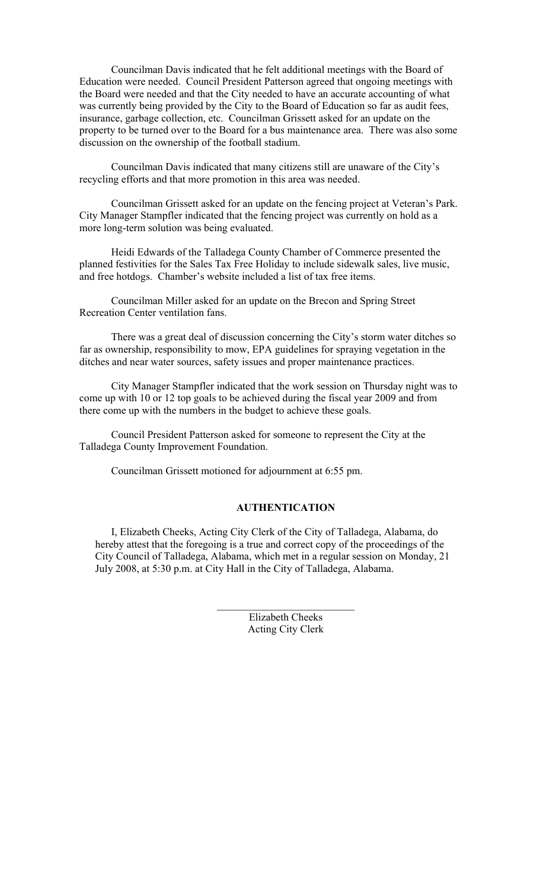Councilman Davis indicated that he felt additional meetings with the Board of Education were needed. Council President Patterson agreed that ongoing meetings with the Board were needed and that the City needed to have an accurate accounting of what was currently being provided by the City to the Board of Education so far as audit fees, insurance, garbage collection, etc. Councilman Grissett asked for an update on the property to be turned over to the Board for a bus maintenance area. There was also some discussion on the ownership of the football stadium.

Councilman Davis indicated that many citizens still are unaware of the City's recycling efforts and that more promotion in this area was needed.

Councilman Grissett asked for an update on the fencing project at Veteran's Park. City Manager Stampfler indicated that the fencing project was currently on hold as a more long-term solution was being evaluated.

Heidi Edwards of the Talladega County Chamber of Commerce presented the planned festivities for the Sales Tax Free Holiday to include sidewalk sales, live music, and free hotdogs. Chamber's website included a list of tax free items.

Councilman Miller asked for an update on the Brecon and Spring Street Recreation Center ventilation fans.

There was a great deal of discussion concerning the City's storm water ditches so far as ownership, responsibility to mow, EPA guidelines for spraying vegetation in the ditches and near water sources, safety issues and proper maintenance practices.

City Manager Stampfler indicated that the work session on Thursday night was to come up with 10 or 12 top goals to be achieved during the fiscal year 2009 and from there come up with the numbers in the budget to achieve these goals.

Council President Patterson asked for someone to represent the City at the Talladega County Improvement Foundation.

Councilman Grissett motioned for adjournment at 6:55 pm.

**AUTHENTICATION**

I, Elizabeth Cheeks, Acting City Clerk of the City of Talladega, Alabama, do hereby attest that the foregoing is a true and correct copy of the proceedings of the City Council of Talladega, Alabama, which met in a regular session on Monday, 21 July 2008, at 5:30 p.m. at City Hall in the City of Talladega, Alabama.

\_\_\_\_\_\_\_\_\_\_\_\_\_\_\_\_\_\_\_\_\_\_\_\_\_\_

Elizabeth Cheeks
Acting City Clerk